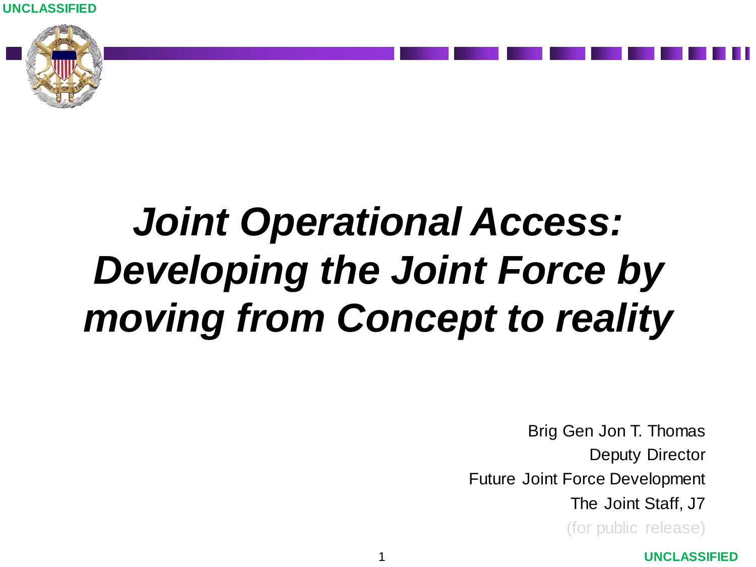UNCLASSIFIED

# *Joint Operational Access: Developing the Joint Force by moving from Concept to reality*

Brig Gen Jon T. Thomas

Deputy Director

Future Joint Force Development

The Joint Staff, J7

(for public release)

UNCLASSIFIED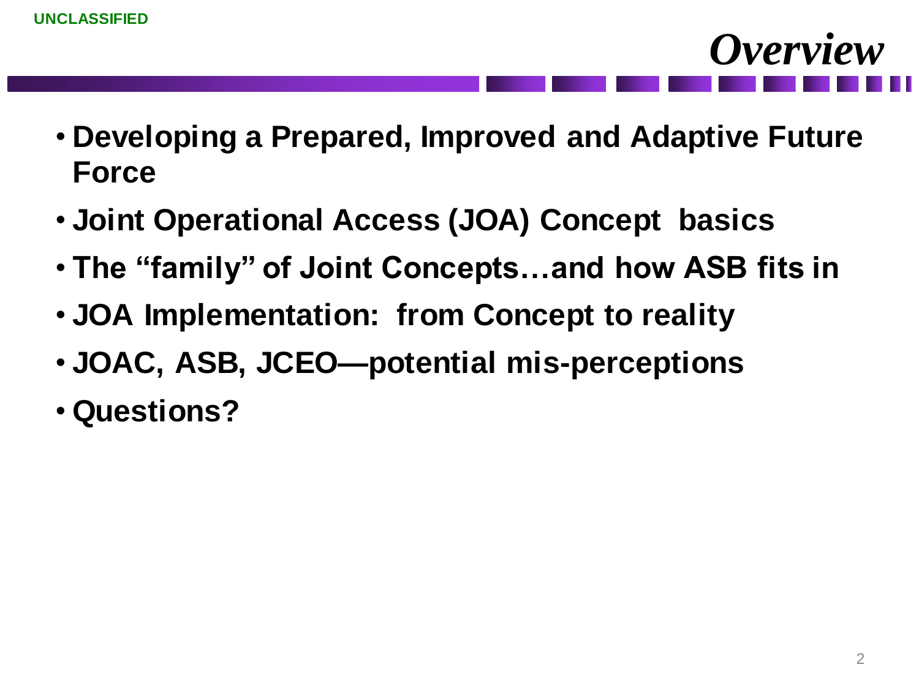# Overview

- **Developing a Prepared, Improved and Adaptive Future Force**
- **Joint Operational Access (JOA) Concept basics**
- **The "family" of Joint Concepts…and how ASB fits in**
- **JOA Implementation: from Concept to reality**
- **JOAC, ASB, JCEO—potential mis-perceptions**
- **Questions?**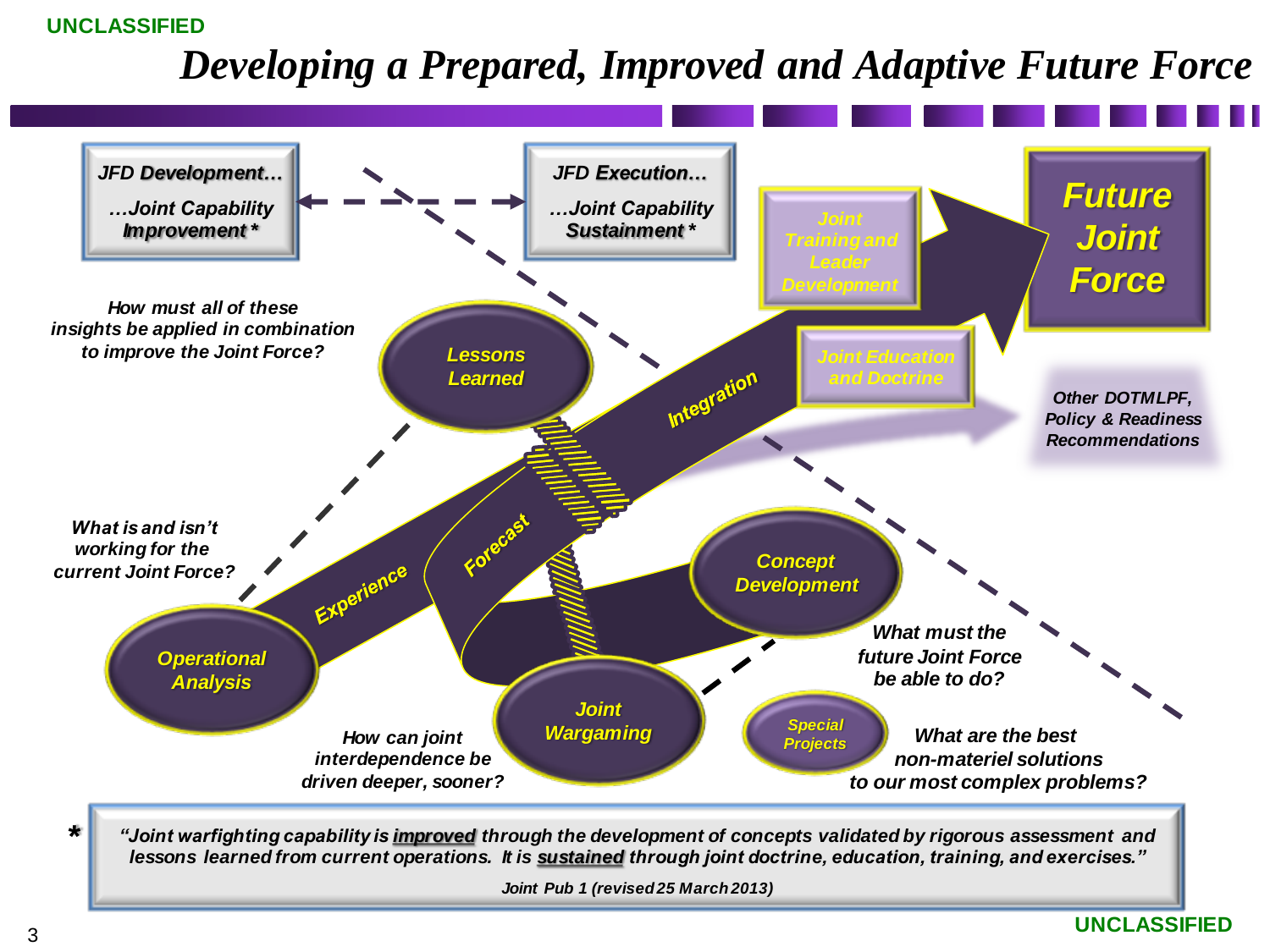# Developing a Prepared, Improved and Adaptive Future Force

**JFD Development…**
**…Joint Capability Improvement** *

**JFD Execution…**
**…Joint Capability Sustainment** *

**Future Joint Force**

Joint Training and Leader Development

Joint Education and Doctrine

Other DOTMLPF, Policy & Readiness Recommendations

*How must all of these insights be applied in combination to improve the Joint Force?*

Lessons Learned

Integration

Forecast

Experience

*What is and isn't working for the current Joint Force?*

Operational Analysis

Concept Development

*What must the future Joint Force be able to do?*

Joint Wargaming

*How can joint interdependence be driven deeper, sooner?*

Special Projects

*What are the best non-materiel solutions to our most complex problems?*

\* *"Joint warfighting capability is **improved** through the development of concepts validated by rigorous assessment and lessons learned from current operations. It is **sustained** through joint doctrine, education, training, and exercises."*

*Joint Pub 1 (revised 25 March 2013)*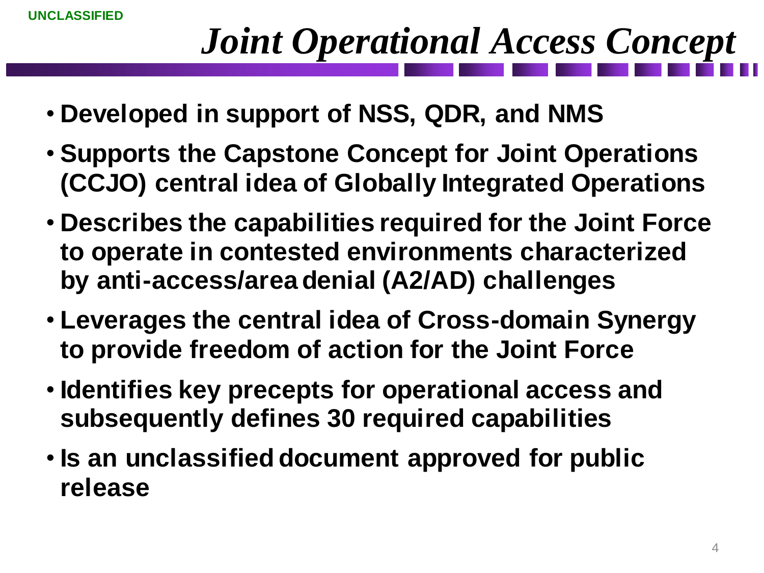UNCLASSIFIED

# *Joint Operational Access Concept*

- **Developed in support of NSS, QDR, and NMS**
- **Supports the Capstone Concept for Joint Operations (CCJO) central idea of Globally Integrated Operations**
- **Describes the capabilities required for the Joint Force to operate in contested environments characterized by anti-access/area denial (A2/AD) challenges**
- **Leverages the central idea of Cross-domain Synergy to provide freedom of action for the Joint Force**
- **Identifies key precepts for operational access and subsequently defines 30 required capabilities**
- **Is an unclassified document approved for public release**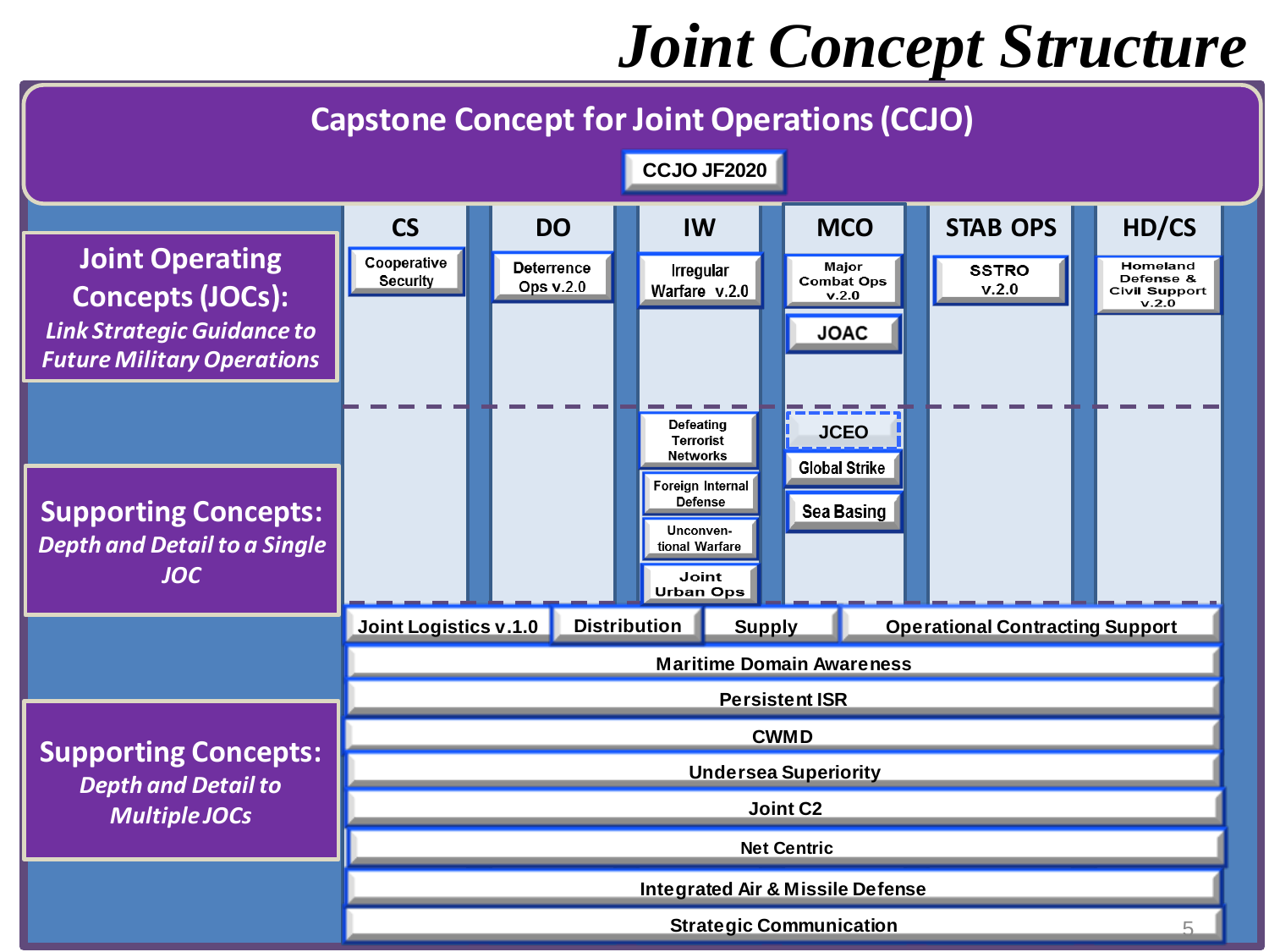# Joint Concept Structure

## Capstone Concept for Joint Operations (CCJO)

CCJO JF2020

### Joint Operating Concepts (JOCs): *Link Strategic Guidance to Future Military Operations*

| CS | DO | IW | MCO | STAB OPS | HD/CS |
|---|---|---|---|---|---|
| Cooperative Security | Deterrence Ops v.2.0 | Irregular Warfare v.2.0 | Major Combat Ops v.2.0 | SSTRO v.2.0 | Homeland Defense & Civil Support v.2.0 |
| | | | JOAC | | |

### Supporting Concepts: *Depth and Detail to a Single JOC*

| CS | DO | IW | MCO | STAB OPS | HD/CS |
|---|---|---|---|---|---|
| | | Defeating Terrorist Networks | JCEO | | |
| | | Foreign Internal Defense | Global Strike | | |
| | | Unconventional Warfare | Sea Basing | | |
| | | Joint Urban Ops | | | |

### Supporting Concepts: *Depth and Detail to Multiple JOCs*

- Joint Logistics v.1.0
  - Distribution
  - Supply
  - Operational Contracting Support
- Maritime Domain Awareness
- Persistent ISR
- CWMD
- Undersea Superiority
- Joint C2
- Net Centric
- Integrated Air & Missile Defense
- Strategic Communication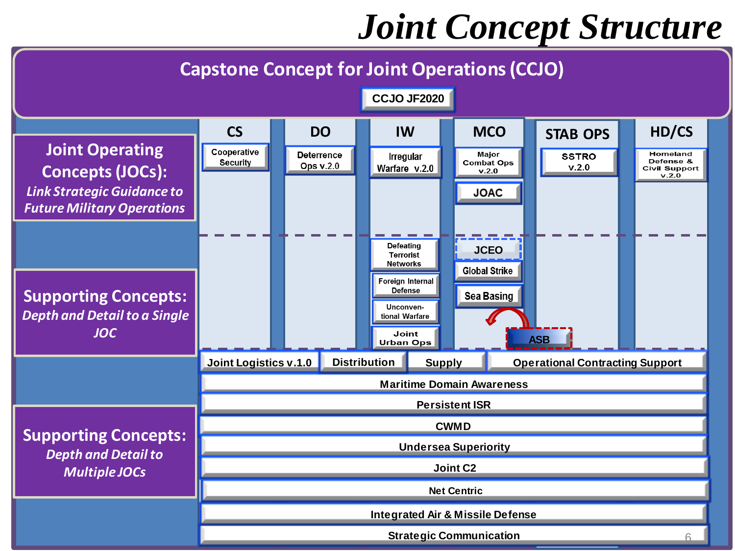# Joint Concept Structure

## Capstone Concept for Joint Operations (CCJO)

CCJO JF2020

**Joint Operating Concepts (JOCs):** *Link Strategic Guidance to Future Military Operations*

| CS | DO | IW | MCO | STAB OPS | HD/CS |
|---|---|---|---|---|---|
| Cooperative Security | Deterrence Ops v.2.0 | Irregular Warfare v.2.0 | Major Combat Ops v.2.0 | SSTRO v.2.0 | Homeland Defense & Civil Support v.2.0 |
| | | | JOAC | | |

**Supporting Concepts:** *Depth and Detail to a Single JOC*

| CS | DO | IW | MCO | STAB OPS | HD/CS |
|---|---|---|---|---|---|
| | | Defeating Terrorist Networks | JCEO | | |
| | | Foreign Internal Defense | Global Strike | | |
| | | Unconventional Warfare | Sea Basing | | |
| | | Joint Urban Ops | ASB | | |

**Supporting Concepts:** *Depth and Detail to Multiple JOCs*

- Joint Logistics v.1.0
- Distribution
- Supply
- Operational Contracting Support
- Maritime Domain Awareness
- Persistent ISR
- CWMD
- Undersea Superiority
- Joint C2
- Net Centric
- Integrated Air & Missile Defense
- Strategic Communication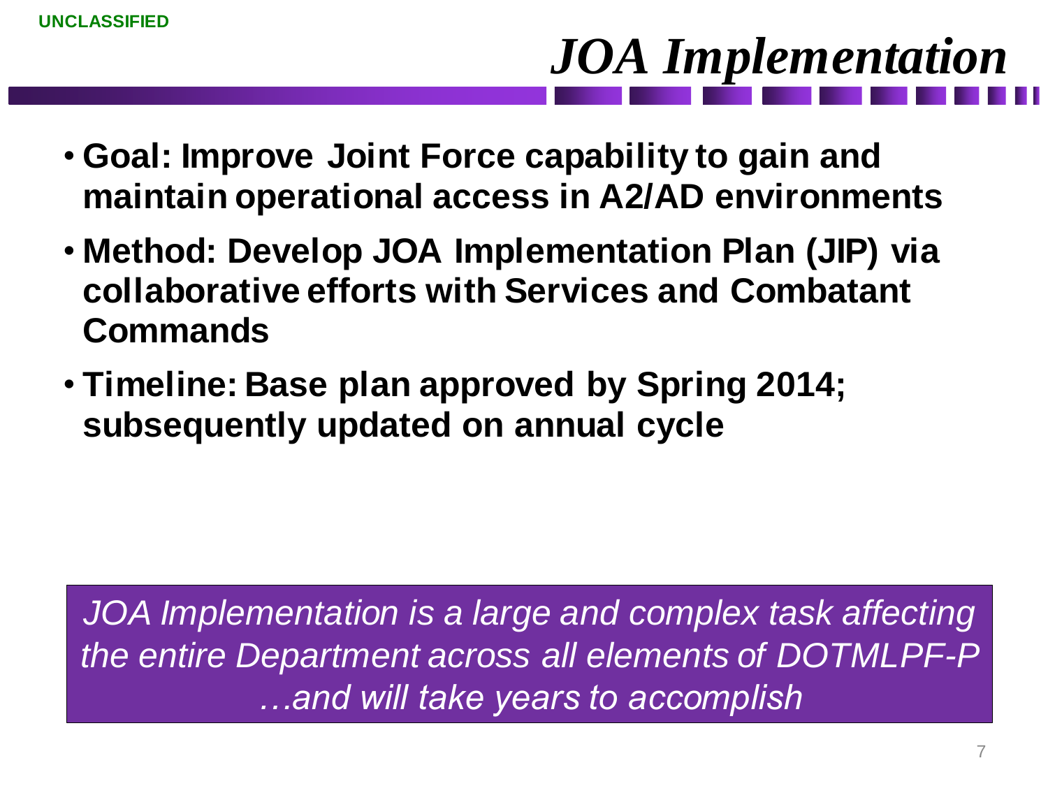UNCLASSIFIED

# *JOA Implementation*

- **Goal: Improve Joint Force capability to gain and maintain operational access in A2/AD environments**
- **Method: Develop JOA Implementation Plan (JIP) via collaborative efforts with Services and Combatant Commands**
- **Timeline: Base plan approved by Spring 2014; subsequently updated on annual cycle**

*JOA Implementation is a large and complex task affecting the entire Department across all elements of DOTMLPF-P …and will take years to accomplish*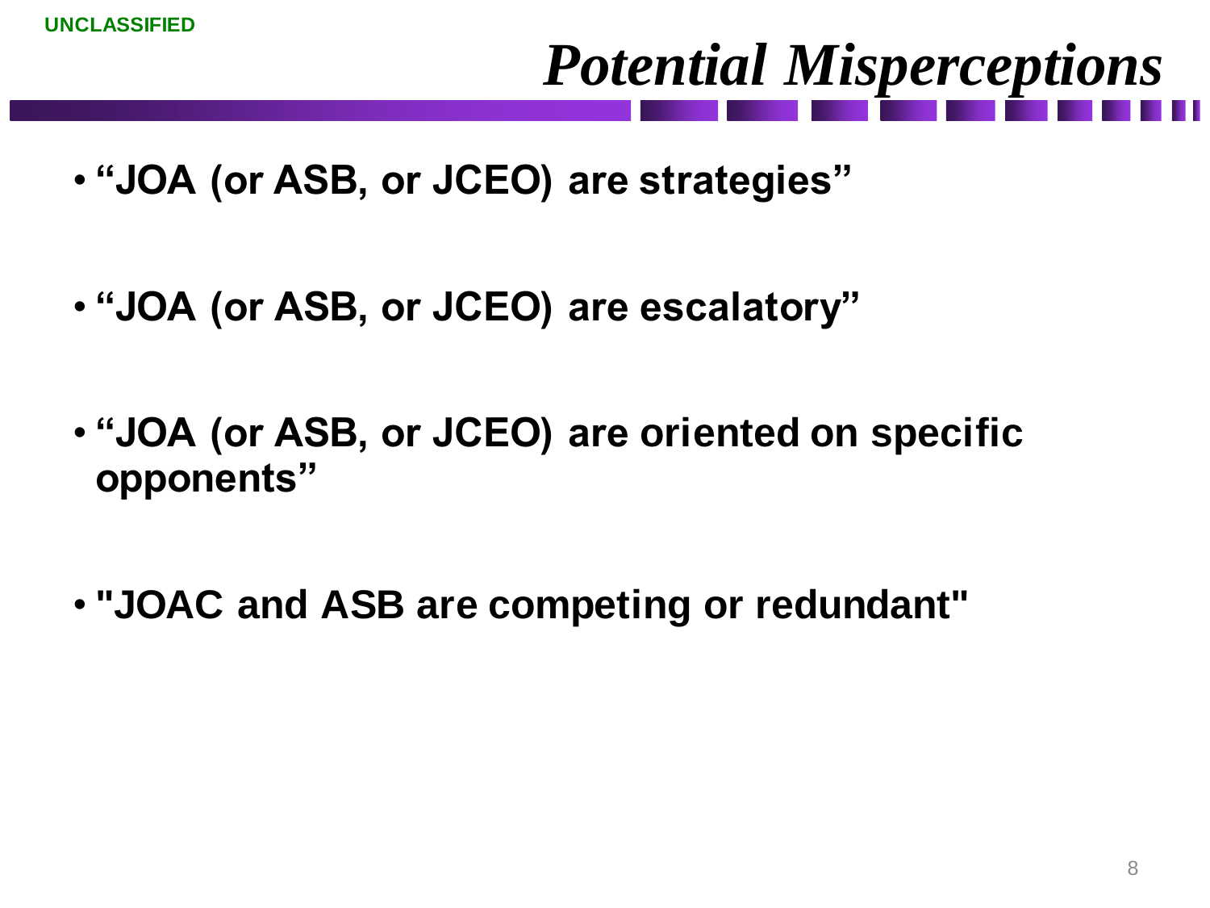# *Potential Misperceptions*

- **“JOA (or ASB, or JCEO) are strategies”**
- **“JOA (or ASB, or JCEO) are escalatory”**
- **“JOA (or ASB, or JCEO) are oriented on specific opponents”**
- **"JOAC and ASB are competing or redundant"**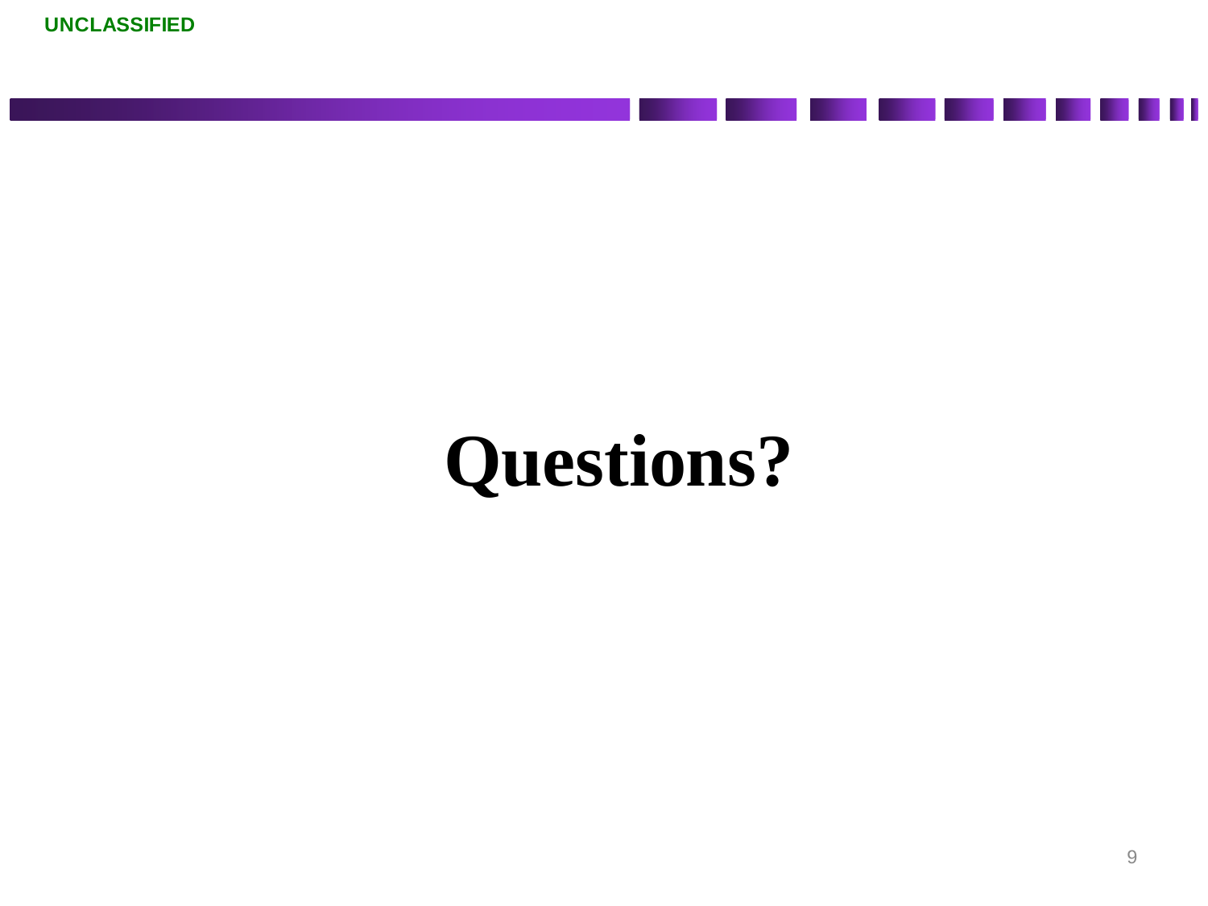UNCLASSIFIED

# Questions?